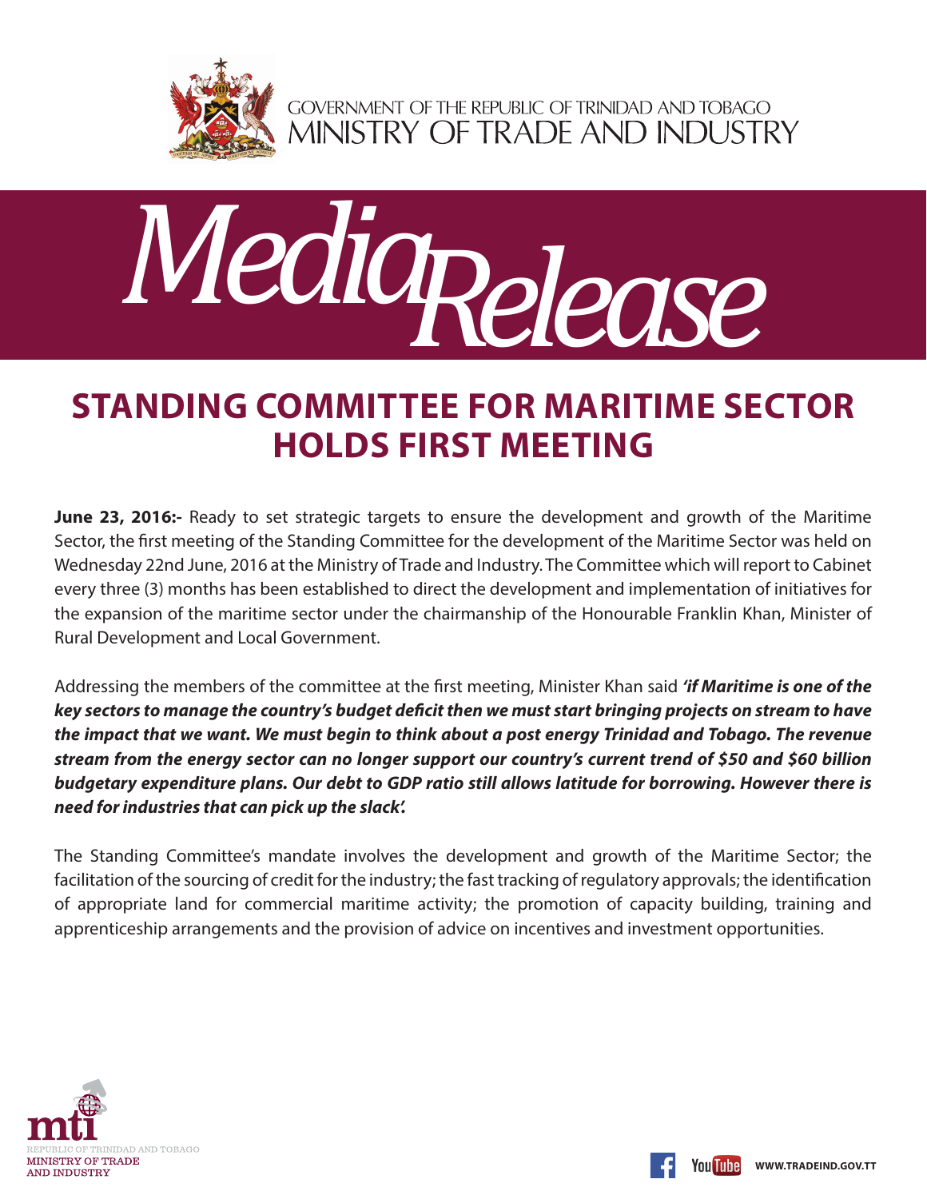GOVERNMENT OF THE REPUBLIC OF TRINIDAD AND TOBAGO
MINISTRY OF TRADE AND INDUSTRY

# Media Release

## STANDING COMMITTEE FOR MARITIME SECTOR HOLDS FIRST MEETING

**June 23, 2016:-** Ready to set strategic targets to ensure the development and growth of the Maritime Sector, the first meeting of the Standing Committee for the development of the Maritime Sector was held on Wednesday 22nd June, 2016 at the Ministry of Trade and Industry. The Committee which will report to Cabinet every three (3) months has been established to direct the development and implementation of initiatives for the expansion of the maritime sector under the chairmanship of the Honourable Franklin Khan, Minister of Rural Development and Local Government.

Addressing the members of the committee at the first meeting, Minister Khan said ***'if Maritime is one of the key sectors to manage the country's budget deficit then we must start bringing projects on stream to have the impact that we want. We must begin to think about a post energy Trinidad and Tobago. The revenue stream from the energy sector can no longer support our country's current trend of $50 and $60 billion budgetary expenditure plans. Our debt to GDP ratio still allows latitude for borrowing. However there is need for industries that can pick up the slack'.***

The Standing Committee's mandate involves the development and growth of the Maritime Sector; the facilitation of the sourcing of credit for the industry; the fast tracking of regulatory approvals; the identification of appropriate land for commercial maritime activity; the promotion of capacity building, training and apprenticeship arrangements and the provision of advice on incentives and investment opportunities.

mti
REPUBLIC OF TRINIDAD AND TOBAGO
MINISTRY OF TRADE AND INDUSTRY

WWW.TRADEIND.GOV.TT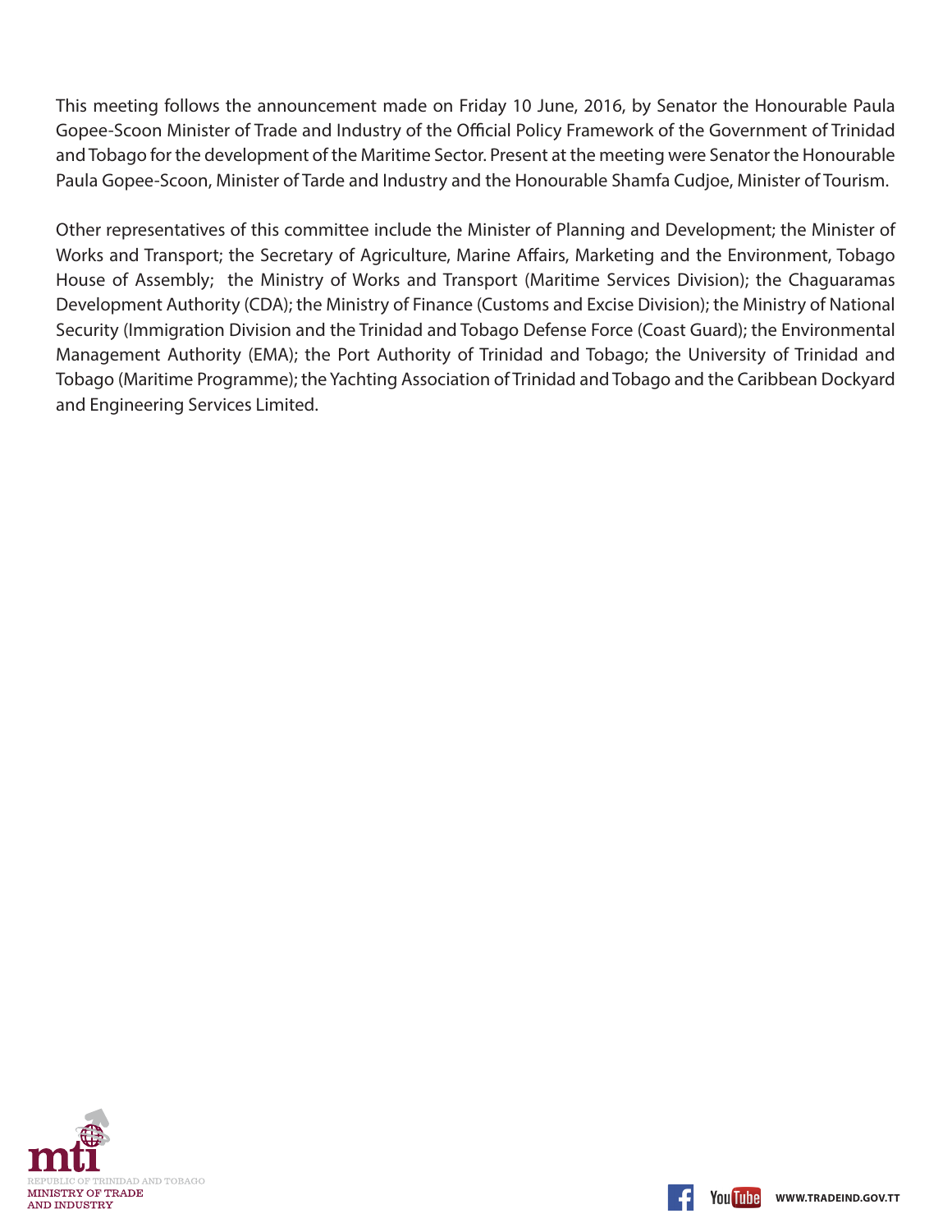This meeting follows the announcement made on Friday 10 June, 2016, by Senator the Honourable Paula Gopee-Scoon Minister of Trade and Industry of the Official Policy Framework of the Government of Trinidad and Tobago for the development of the Maritime Sector. Present at the meeting were Senator the Honourable Paula Gopee-Scoon, Minister of Tarde and Industry and the Honourable Shamfa Cudjoe, Minister of Tourism.

Other representatives of this committee include the Minister of Planning and Development; the Minister of Works and Transport; the Secretary of Agriculture, Marine Affairs, Marketing and the Environment, Tobago House of Assembly; the Ministry of Works and Transport (Maritime Services Division); the Chaguaramas Development Authority (CDA); the Ministry of Finance (Customs and Excise Division); the Ministry of National Security (Immigration Division and the Trinidad and Tobago Defense Force (Coast Guard); the Environmental Management Authority (EMA); the Port Authority of Trinidad and Tobago; the University of Trinidad and Tobago (Maritime Programme); the Yachting Association of Trinidad and Tobago and the Caribbean Dockyard and Engineering Services Limited.